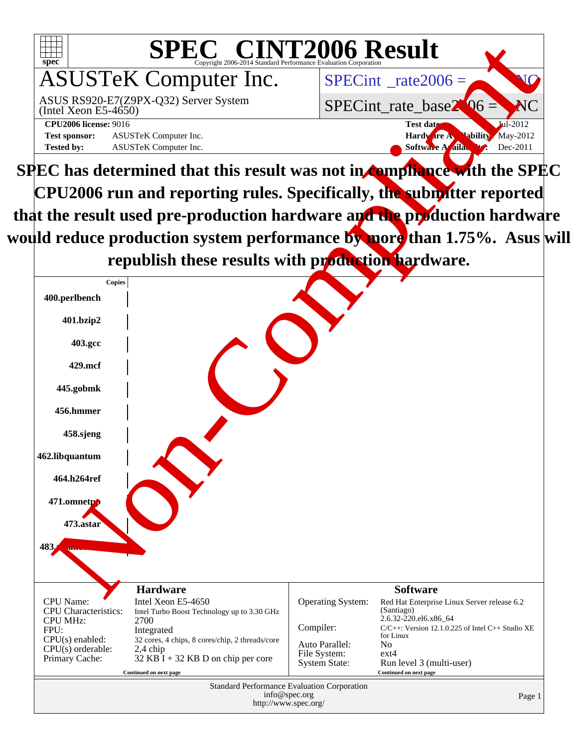# SPEC CINT2006 Result

Copyright 2006-2014 Standard Performance Evaluation Corporation

## ASUSTeK Computer Inc.

ASUS RS920-E7(Z9PX-Q32) Server System
(Intel Xeon E5-4650)

SPECint_rate2006 = NC

SPECint_rate_base2006 = NC

**CPU2006 license:** 9016

**Test sponsor:** ASUSTeK Computer Inc.

**Tested by:** ASUSTeK Computer Inc.

**Test date:** Jul-2012

**Hardware Availability:** May-2012

**Software Availability:** Dec-2011

**SPEC has determined that this result was not in compliance with the SPEC CPU2006 run and reporting rules. Specifically, the submitter reported that the result used pre-production hardware and the production hardware would reduce production system performance by more than 1.75%. Asus will republish these results with production hardware.**

Non-Compliant

| Copies |
|---|
| 400.perlbench |
| 401.bzip2 |
| 403.gcc |
| 429.mcf |
| 445.gobmk |
| 456.hmmer |
| 458.sjeng |
| 462.libquantum |
| 464.h264ref |
| 471.omnetpp |
| 473.astar |
| 483.xalancbmk |

### Hardware

| | |
|---|---|
| CPU Name: | Intel Xeon E5-4650 |
| CPU Characteristics: | Intel Turbo Boost Technology up to 3.30 GHz |
| CPU MHz: | 2700 |
| FPU: | Integrated |
| CPU(s) enabled: | 32 cores, 4 chips, 8 cores/chip, 2 threads/core |
| CPU(s) orderable: | 2,4 chip |
| Primary Cache: | 32 KB I + 32 KB D on chip per core |

Continued on next page

### Software

| | |
|---|---|
| Operating System: | Red Hat Enterprise Linux Server release 6.2 (Santiago) 2.6.32-220.el6.x86_64 |
| Compiler: | C/C++: Version 12.1.0.225 of Intel C++ Studio XE for Linux |
| Auto Parallel: | No |
| File System: | ext4 |
| System State: | Run level 3 (multi-user) |

Continued on next page

Standard Performance Evaluation Corporation
info@spec.org
http://www.spec.org/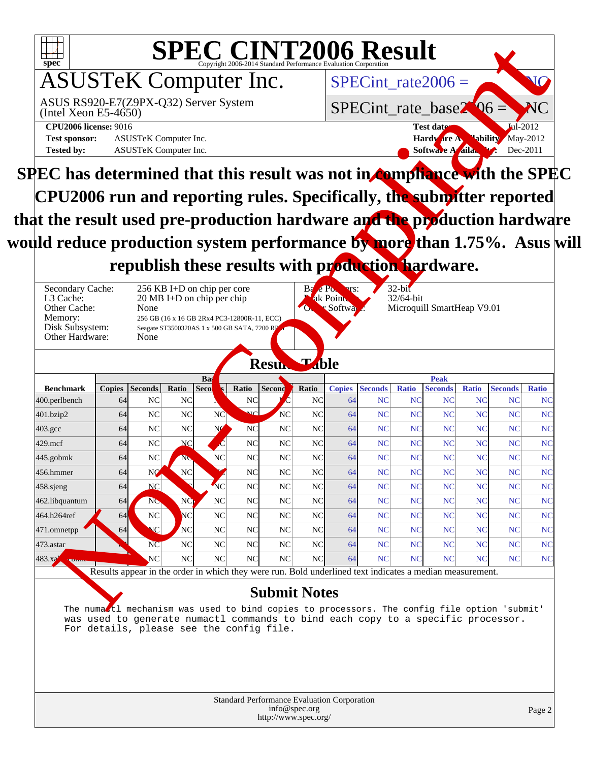# SPEC CINT2006 Result

Copyright 2006-2014 Standard Performance Evaluation Corporation

## ASUSTeK Computer Inc.

ASUS RS920-E7(Z9PX-Q32) Server System (Intel Xeon E5-4650)

SPECint_rate2006 = NC

SPECint_rate_base2006 = NC

**CPU2006 license:** 9016

**Test sponsor:** ASUSTeK Computer Inc.

**Tested by:** ASUSTeK Computer Inc.

**Test date:** Jul-2012

**Hardware Availability:** May-2012

**Software Availability:** Dec-2011

**SPEC has determined that this result was not in compliance with the SPEC CPU2006 run and reporting rules. Specifically, the submitter reported that the result used pre-production hardware and the production hardware would reduce production system performance by more than 1.75%. Asus will republish these results with production hardware.**

| | |
|---|---|
| Secondary Cache: | 256 KB I+D on chip per core |
| L3 Cache: | 20 MB I+D on chip per chip |
| Other Cache: | None |
| Memory: | 256 GB (16 x 16 GB 2Rx4 PC3-12800R-11, ECC) |
| Disk Subsystem: | Seagate ST3500320AS 1 x 500 GB SATA, 7200 RPM |
| Other Hardware: | None |

| | |
|---|---|
| Base Pointers: | 32-bit |
| Peak Pointers: | 32/64-bit |
| Other Software: | Microquill SmartHeap V9.01 |

## Results Table

| Benchmark | Base | | | | | | | Peak | | | | | | |
|---|---|---|---|---|---|---|---|---|---|---|---|---|---|---|
| | Copies | Seconds | Ratio | Seconds | Ratio | Seconds | Ratio | Copies | Seconds | Ratio | Seconds | Ratio | Seconds | Ratio |
| 400.perlbench | 64 | NC | NC | NC | NC | NC | NC | 64 | NC | NC | NC | NC | NC | NC |
| 401.bzip2 | 64 | NC | NC | NC | NC | NC | NC | 64 | NC | NC | NC | NC | NC | NC |
| 403.gcc | 64 | NC | NC | NC | NC | NC | NC | 64 | NC | NC | NC | NC | NC | NC |
| 429.mcf | 64 | NC | NC | NC | NC | NC | NC | 64 | NC | NC | NC | NC | NC | NC |
| 445.gobmk | 64 | NC | NC | NC | NC | NC | NC | 64 | NC | NC | NC | NC | NC | NC |
| 456.hmmer | 64 | NC | NC | NC | NC | NC | NC | 64 | NC | NC | NC | NC | NC | NC |
| 458.sjeng | 64 | NC | NC | NC | NC | NC | NC | 64 | NC | NC | NC | NC | NC | NC |
| 462.libquantum | 64 | NC | NC | NC | NC | NC | NC | 64 | NC | NC | NC | NC | NC | NC |
| 464.h264ref | 64 | NC | NC | NC | NC | NC | NC | 64 | NC | NC | NC | NC | NC | NC |
| 471.omnetpp | 64 | NC | NC | NC | NC | NC | NC | 64 | NC | NC | NC | NC | NC | NC |
| 473.astar | 64 | NC | NC | NC | NC | NC | NC | 64 | NC | NC | NC | NC | NC | NC |
| 483.xalancbmk | 64 | NC | NC | NC | NC | NC | NC | 64 | NC | NC | NC | NC | NC | NC |

Results appear in the order in which they were run. Bold underlined text indicates a median measurement.

## Submit Notes

```
The numactl mechanism was used to bind copies to processors. The config file option 'submit'
was used to generate numactl commands to bind each copy to a specific processor.
For details, please see the config file.
```

Standard Performance Evaluation Corporation
info@spec.org
http://www.spec.org/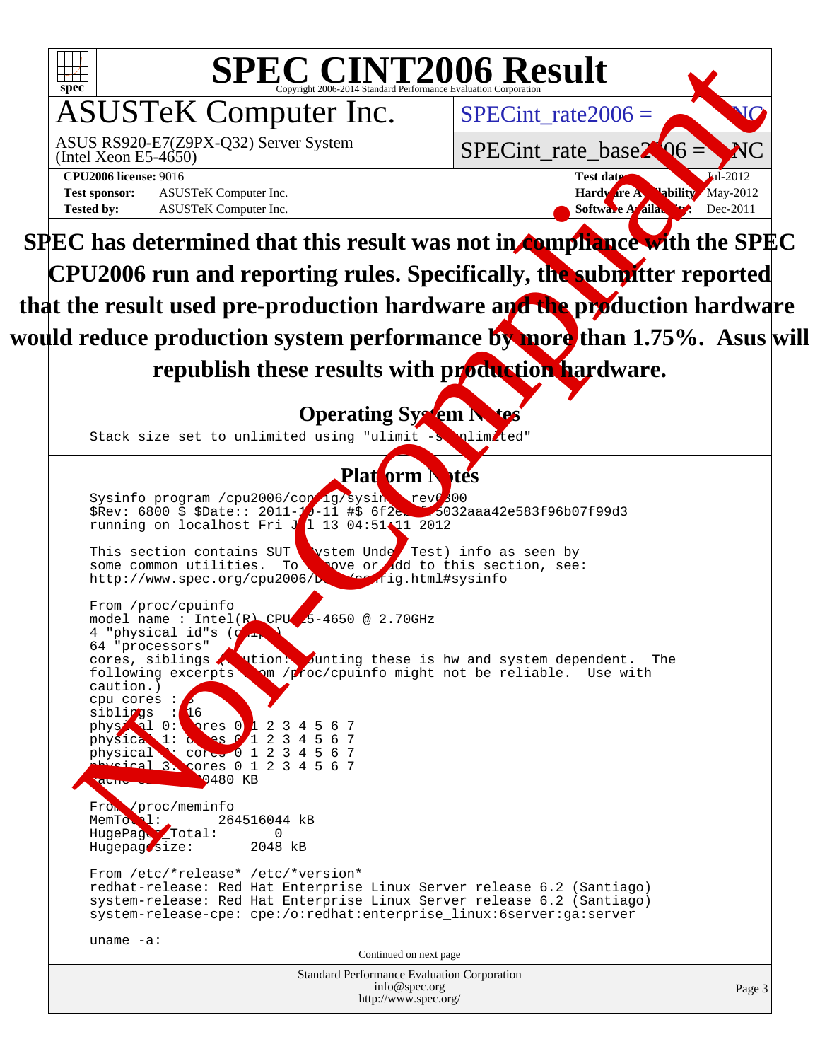# SPEC CINT2006 Result

Copyright 2006-2014 Standard Performance Evaluation Corporation

## ASUSTeK Computer Inc.

ASUS RS920-E7(Z9PX-Q32) Server System
(Intel Xeon E5-4650)

SPECint_rate2006 = NC

SPECint_rate_base2006 = NC

**CPU2006 license:** 9016
**Test sponsor:** ASUSTeK Computer Inc.
**Tested by:** ASUSTeK Computer Inc.

**Test date:** Jul-2012
**Hardware Availability:** May-2012
**Software Availability:** Dec-2011

**SPEC has determined that this result was not in compliance with the SPEC CPU2006 run and reporting rules. Specifically, the submitter reported that the result used pre-production hardware and the production hardware would reduce production system performance by more than 1.75%. Asus will republish these results with production hardware.**

### Operating System Notes

```
Stack size set to unlimited using "ulimit -s unlimited"
```

### Platform Notes

```
Sysinfo program /cpu2006/config/sysinfo.rev6800
$Rev: 6800 $ $Date:: 2011-10-11 #$ 6f2ebdff5032aaa42e583f96b07f99d3
running on localhost Fri Jul 13 04:51:11 2012

This section contains SUT (System Under Test) info as seen by
some common utilities.  To remove or add to this section, see:
http://www.spec.org/cpu2006/Docs/config.html#sysinfo

From /proc/cpuinfo
model name : Intel(R) CPU E5-4650 @ 2.70GHz
4 "physical id"s (chips)
64 "processors"
cores, siblings (Caution: counting these is hw and system dependent.  The
following excerpts from /proc/cpuinfo might not be reliable.  Use with
caution.)
cpu cores : 8
siblings  : 16
physical 0: cores 0 1 2 3 4 5 6 7
physical 1: cores 0 1 2 3 4 5 6 7
physical 2: cores 0 1 2 3 4 5 6 7
physical 3: cores 0 1 2 3 4 5 6 7
cache size : 20480 KB

From /proc/meminfo
MemTotal:       264516044 kB
HugePages_Total:       0
Hugepagesize:       2048 kB

From /etc/*release* /etc/*version*
redhat-release: Red Hat Enterprise Linux Server release 6.2 (Santiago)
system-release: Red Hat Enterprise Linux Server release 6.2 (Santiago)
system-release-cpe: cpe:/o:redhat:enterprise_linux:6server:ga:server

uname -a:
```

Continued on next page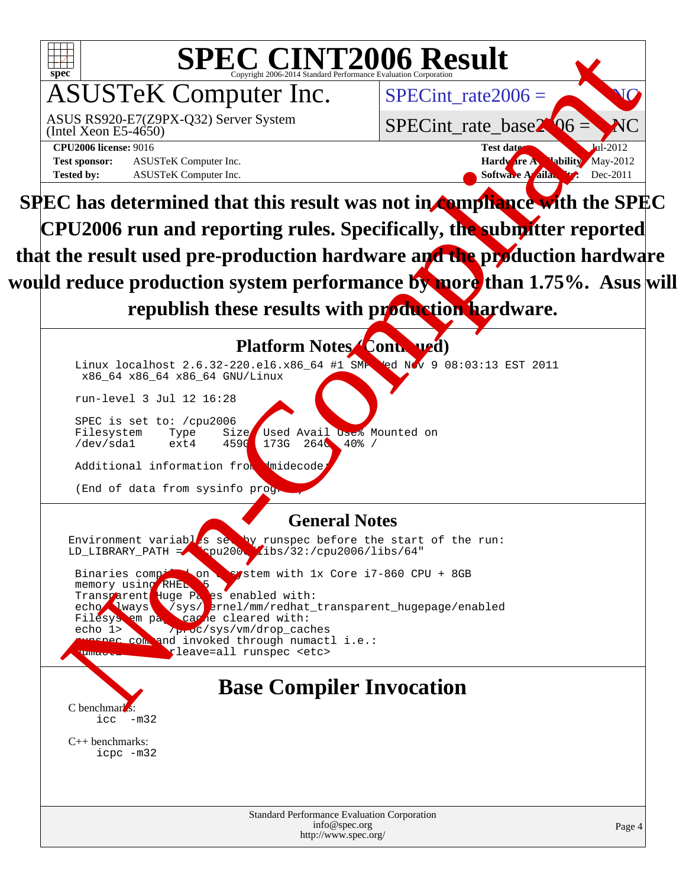# SPEC CINT2006 Result

Copyright 2006-2014 Standard Performance Evaluation Corporation

## ASUSTeK Computer Inc.

ASUS RS920-E7(Z9PX-Q32) Server System
(Intel Xeon E5-4650)

SPECint_rate2006 = NC

SPECint_rate_base2006 = NC

**CPU2006 license:** 9016
**Test sponsor:** ASUSTeK Computer Inc.
**Tested by:** ASUSTeK Computer Inc.

**Test date:** Jul-2012
**Hardware Availability:** May-2012
**Software Availability:** Dec-2011

**SPEC has determined that this result was not in compliance with the SPEC CPU2006 run and reporting rules. Specifically, the submitter reported that the result used pre-production hardware and the production hardware would reduce production system performance by more than 1.75%. Asus will republish these results with production hardware.**

## Platform Notes (Continued)

```
Linux localhost 2.6.32-220.el6.x86_64 #1 SMP Wed Nov 9 08:03:13 EST 2011
 x86_64 x86_64 x86_64 GNU/Linux

run-level 3 Jul 12 16:28

SPEC is set to: /cpu2006
Filesystem    Type    Size  Used Avail Use% Mounted on
/dev/sda1     ext4    459G  173G  264G  40% /

Additional information from dmidecode:

(End of data from sysinfo program)
```

## General Notes

```
Environment variables set by runspec before the start of the run:
LD_LIBRARY_PATH = "/cpu2006/libs/32:/cpu2006/libs/64"

 Binaries compiled on a system with 1x Core i7-860 CPU + 8GB
 memory using RHEL5.5
 Transparent Huge Pages enabled with:
 echo always > /sys/kernel/mm/redhat_transparent_hugepage/enabled
 Filesystem page cache cleared with:
 echo 1>       /proc/sys/vm/drop_caches
 runspec command invoked through numactl i.e.:
 numactl --interleave=all runspec <etc>
```

## Base Compiler Invocation

C benchmarks:
```
icc  -m32
```

C++ benchmarks:
```
icpc -m32
```

Standard Performance Evaluation Corporation
info@spec.org
http://www.spec.org/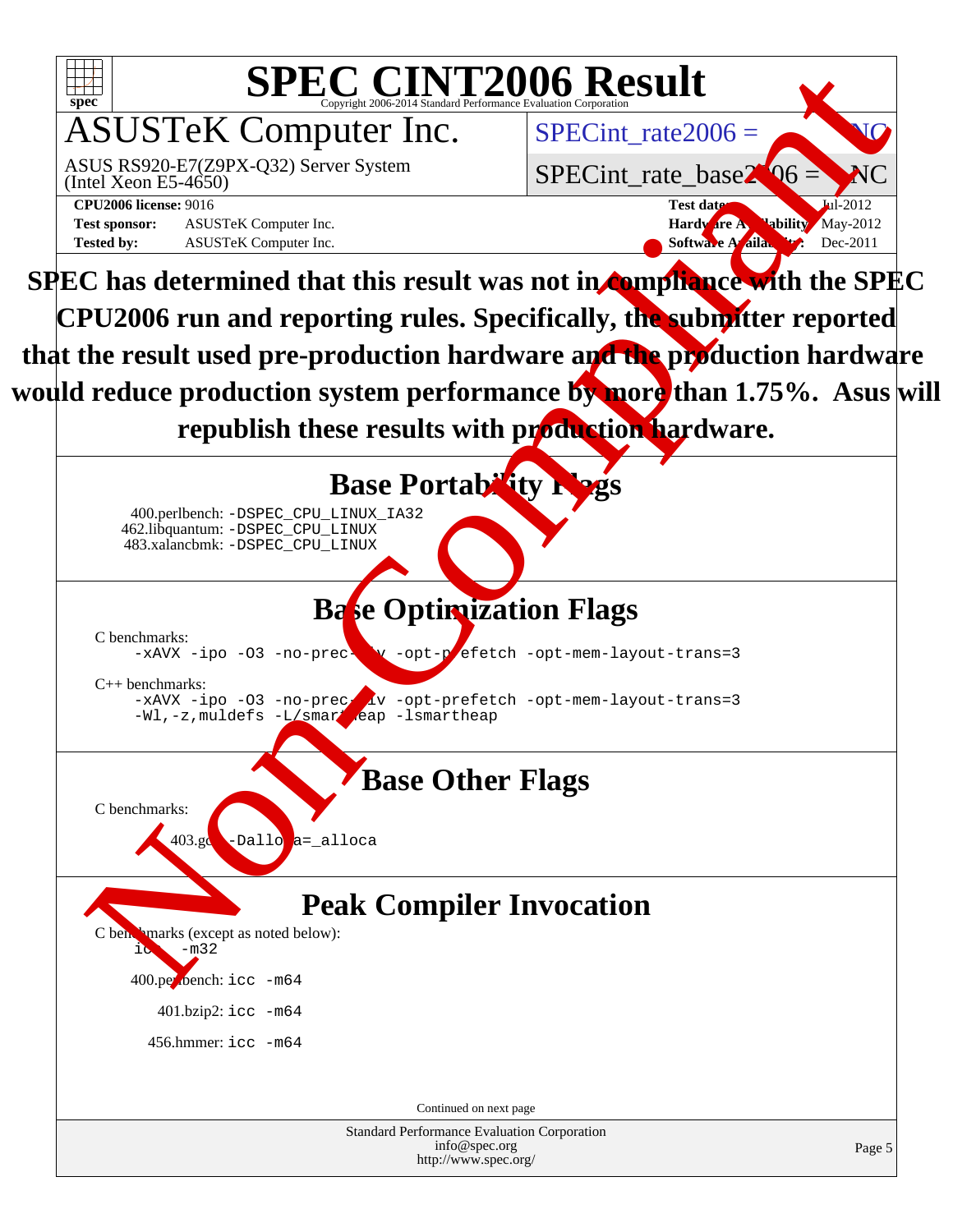# SPEC CINT2006 Result

Copyright 2006-2014 Standard Performance Evaluation Corporation

## ASUSTeK Computer Inc.

ASUS RS920-E7(Z9PX-Q32) Server System
(Intel Xeon E5-4650)

SPECint_rate2006 = NC

SPECint_rate_base2006 = NC

**CPU2006 license:** 9016
**Test sponsor:** ASUSTeK Computer Inc.
**Tested by:** ASUSTeK Computer Inc.

**Test date:** Jul-2012
**Hardware Availability:** May-2012
**Software Availability:** Dec-2011

**SPEC has determined that this result was not in compliance with the SPEC CPU2006 run and reporting rules. Specifically, the submitter reported that the result used pre-production hardware and the production hardware would reduce production system performance by more than 1.75%. Asus will republish these results with production hardware.**

## Base Portability Flags

400.perlbench: `-DSPEC_CPU_LINUX_IA32`
462.libquantum: `-DSPEC_CPU_LINUX`
483.xalancbmk: `-DSPEC_CPU_LINUX`

## Base Optimization Flags

C benchmarks:

```
-xAVX -ipo -O3 -no-prec-div -opt-prefetch -opt-mem-layout-trans=3
```

C++ benchmarks:

```
-xAVX -ipo -O3 -no-prec-div -opt-prefetch -opt-mem-layout-trans=3
-Wl,-z,muldefs -L/smartheap -lsmartheap
```

## Base Other Flags

C benchmarks:

403.gcc: `-Dalloca=_alloca`

## Peak Compiler Invocation

C benchmarks (except as noted below):

```
icc -m32
```

400.perlbench: `icc -m64`

401.bzip2: `icc -m64`

456.hmmer: `icc -m64`

Continued on next page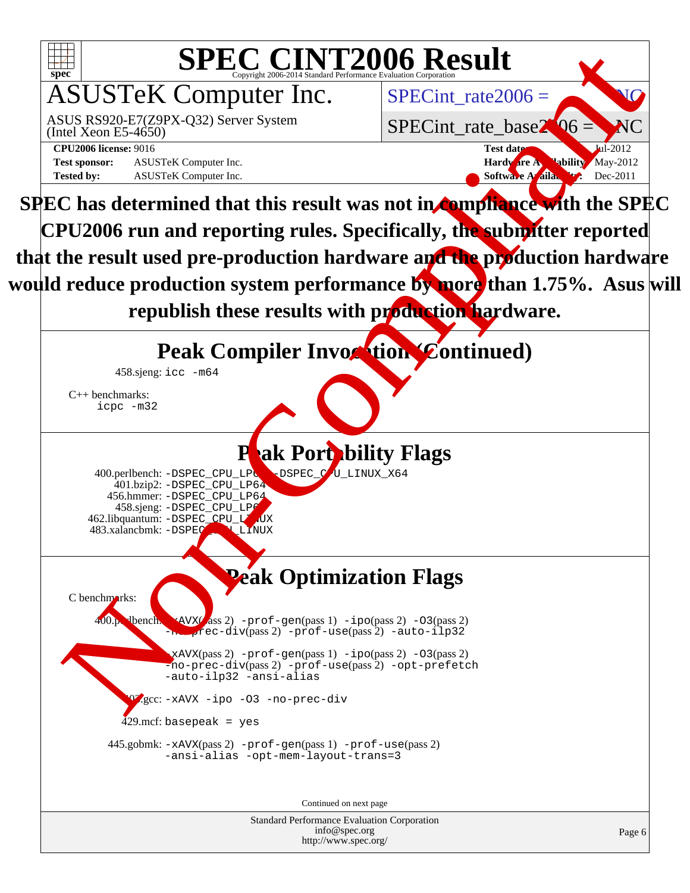# SPEC CINT2006 Result

Copyright 2006-2014 Standard Performance Evaluation Corporation

## ASUSTeK Computer Inc.

ASUS RS920-E7(Z9PX-Q32) Server System
(Intel Xeon E5-4650)

SPECint_rate2006 = NC

SPECint_rate_base2006 = NC

**CPU2006 license:** 9016
**Test sponsor:** ASUSTeK Computer Inc.
**Tested by:** ASUSTeK Computer Inc.

**Test date:** Jul-2012
**Hardware Availability:** May-2012
**Software Availability:** Dec-2011

**SPEC has determined that this result was not in compliance with the SPEC CPU2006 run and reporting rules. Specifically, the submitter reported that the result used pre-production hardware and the production hardware would reduce production system performance by more than 1.75%. Asus will republish these results with production hardware.**

## Peak Compiler Invocation (Continued)

458.sjeng: `icc -m64`

C++ benchmarks:
`icpc -m32`

## Peak Portability Flags

400.perlbench: `-DSPEC_CPU_LP64 -DSPEC_CPU_LINUX_X64`
401.bzip2: `-DSPEC_CPU_LP64`
456.hmmer: `-DSPEC_CPU_LP64`
458.sjeng: `-DSPEC_CPU_LP64`
462.libquantum: `-DSPEC_CPU_LINUX`
483.xalancbmk: `-DSPEC_CPU_LINUX`

## Peak Optimization Flags

C benchmarks:

400.perlbench: `-xAVX`(pass 2) `-prof-gen`(pass 1) `-ipo`(pass 2) `-O3`(pass 2) `-no-prec-div`(pass 2) `-prof-use`(pass 2) `-auto-ilp32`

401.bzip2: `-xAVX`(pass 2) `-prof-gen`(pass 1) `-ipo`(pass 2) `-O3`(pass 2) `-no-prec-div`(pass 2) `-prof-use`(pass 2) `-opt-prefetch` `-auto-ilp32 -ansi-alias`

403.gcc: `-xAVX -ipo -O3 -no-prec-div`

429.mcf: `basepeak = yes`

445.gobmk: `-xAVX`(pass 2) `-prof-gen`(pass 1) `-prof-use`(pass 2) `-ansi-alias -opt-mem-layout-trans=3`

Continued on next page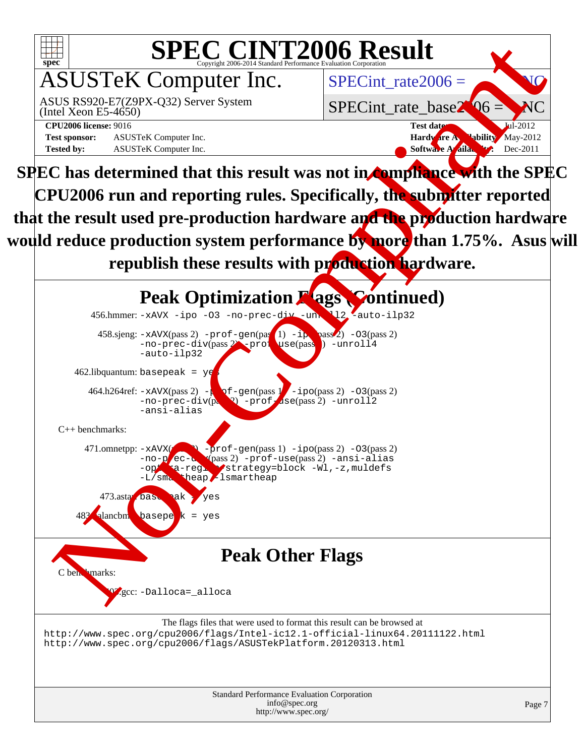# SPEC CINT2006 Result

Copyright 2006-2014 Standard Performance Evaluation Corporation

## ASUSTeK Computer Inc.

ASUS RS920-E7(Z9PX-Q32) Server System
(Intel Xeon E5-4650)

SPECint_rate2006 = NC

SPECint_rate_base2006 = NC

**CPU2006 license:** 9016
**Test sponsor:** ASUSTeK Computer Inc.
**Tested by:** ASUSTeK Computer Inc.

**Test date:** Jul-2012
**Hardware Availability:** May-2012
**Software Availability:** Dec-2011

**SPEC has determined that this result was not in compliance with the SPEC CPU2006 run and reporting rules. Specifically, the submitter reported that the result used pre-production hardware and the production hardware would reduce production system performance by more than 1.75%. Asus will republish these results with production hardware.**

## Peak Optimization Flags (Continued)

456.hmmer: `-xAVX -ipo -O3 -no-prec-div -unroll2 -auto-ilp32`

458.sjeng: `-xAVX`(pass 2) `-prof-gen`(pass 1) `-ipo`(pass 2) `-O3`(pass 2) `-no-prec-div`(pass 2) `-prof-use`(pass 2) `-unroll4` `-auto-ilp32`

462.libquantum: `basepeak = yes`

464.h264ref: `-xAVX`(pass 2) `-prof-gen`(pass 1) `-ipo`(pass 2) `-O3`(pass 2) `-no-prec-div`(pass 2) `-prof-use`(pass 2) `-unroll2` `-ansi-alias`

C++ benchmarks:

471.omnetpp: `-xAVX`(pass 2) `-prof-gen`(pass 1) `-ipo`(pass 2) `-O3`(pass 2) `-no-prec-div`(pass 2) `-prof-use`(pass 2) `-ansi-alias` `-opt-ra-region-strategy=block` `-Wl,-z,muldefs` `-L/smartheap -lsmartheap`

473.astar: `basepeak = yes`

483.xalancbmk: `basepeak = yes`

## Peak Other Flags

C benchmarks:

403.gcc: `-Dalloca=_alloca`

The flags files that were used to format this result can be browsed at
http://www.spec.org/cpu2006/flags/Intel-ic12.1-official-linux64.20111122.html
http://www.spec.org/cpu2006/flags/ASUSTekPlatform.20120313.html

Standard Performance Evaluation Corporation
info@spec.org
http://www.spec.org/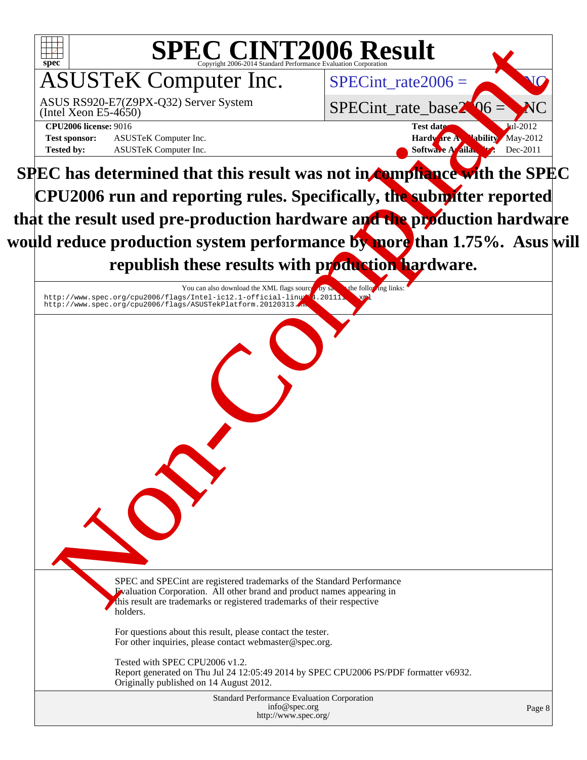# SPEC CINT2006 Result

Copyright 2006-2014 Standard Performance Evaluation Corporation

## ASUSTeK Computer Inc.

ASUS RS920-E7(Z9PX-Q32) Server System
(Intel Xeon E5-4650)

SPECint_rate2006 = NC

SPECint_rate_base2006 = NC

**CPU2006 license:** 9016

**Test sponsor:** ASUSTeK Computer Inc.

**Tested by:** ASUSTeK Computer Inc.

**Test date:** Jul-2012

**Hardware Availability:** May-2012

**Software Availability:** Dec-2011

**SPEC has determined that this result was not in compliance with the SPEC CPU2006 run and reporting rules. Specifically, the submitter reported that the result used pre-production hardware and the production hardware would reduce production system performance by more than 1.75%. Asus will republish these results with production hardware.**

You can also download the XML flags sources by saving the following links:

```
http://www.spec.org/cpu2006/flags/Intel-ic12.1-official-linux64.20111122.xml
http://www.spec.org/cpu2006/flags/ASUSTekPlatform.20120313.xml
```

Non-Compliant

SPEC and SPECint are registered trademarks of the Standard Performance Evaluation Corporation. All other brand and product names appearing in this result are trademarks or registered trademarks of their respective holders.

For questions about this result, please contact the tester.
For other inquiries, please contact webmaster@spec.org.

Tested with SPEC CPU2006 v1.2.
Report generated on Thu Jul 24 12:05:49 2014 by SPEC CPU2006 PS/PDF formatter v6932.
Originally published on 14 August 2012.

Standard Performance Evaluation Corporation
info@spec.org
http://www.spec.org/